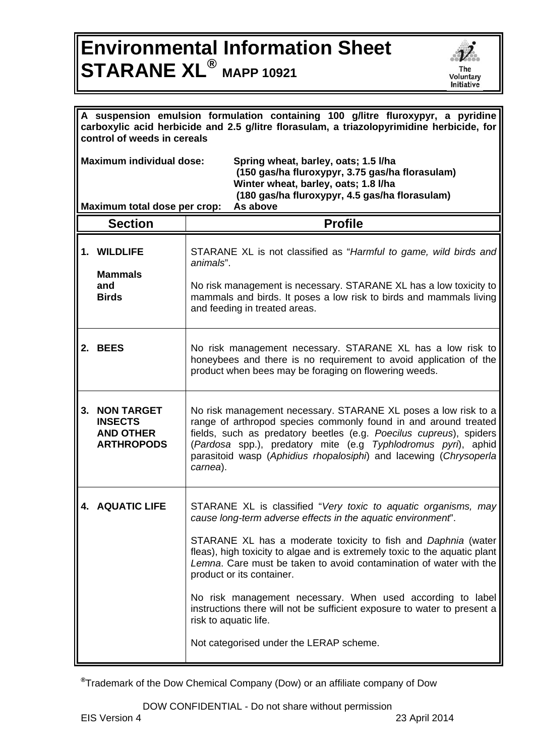# Environmental Information Sheet
# STARANE XL® MAPP 10921

**A suspension emulsion formulation containing 100 g/litre fluroxypyr, a pyridine carboxylic acid herbicide and 2.5 g/litre florasulam, a triazolopyrimidine herbicide, for control of weeds in cereals**

**Maximum individual dose:** **Spring wheat, barley, oats; 1.5 l/ha (150 gas/ha fluroxypyr, 3.75 gas/ha florasulam)**
**Winter wheat, barley, oats; 1.8 l/ha (180 gas/ha fluroxypyr, 4.5 gas/ha florasulam)**

**Maximum total dose per crop:** **As above**

| Section | Profile |
|---|---|
| **1. WILDLIFE**<br><br>**Mammals and Birds** | STARANE XL is not classified as "*Harmful to game, wild birds and animals*".<br><br>No risk management is necessary. STARANE XL has a low toxicity to mammals and birds. It poses a low risk to birds and mammals living and feeding in treated areas. |
| **2. BEES** | No risk management necessary. STARANE XL has a low risk to honeybees and there is no requirement to avoid application of the product when bees may be foraging on flowering weeds. |
| **3. NON TARGET INSECTS AND OTHER ARTHROPODS** | No risk management necessary. STARANE XL poses a low risk to a range of arthropod species commonly found in and around treated fields, such as predatory beetles (e.g. *Poecilus cupreus*), spiders (*Pardosa* spp.), predatory mite (e.g *Typhlodromus pyri*), aphid parasitoid wasp (*Aphidius rhopalosiphi*) and lacewing (*Chrysoperla carnea*). |
| **4. AQUATIC LIFE** | STARANE XL is classified "*Very toxic to aquatic organisms, may cause long-term adverse effects in the aquatic environment*".<br><br>STARANE XL has a moderate toxicity to fish and *Daphnia* (water fleas), high toxicity to algae and is extremely toxic to the aquatic plant *Lemna*. Care must be taken to avoid contamination of water with the product or its container.<br><br>No risk management necessary. When used according to label instructions there will not be sufficient exposure to water to present a risk to aquatic life.<br><br>Not categorised under the LERAP scheme. |

®Trademark of the Dow Chemical Company (Dow) or an affiliate company of Dow

DOW CONFIDENTIAL - Do not share without permission

EIS Version 4 23 April 2014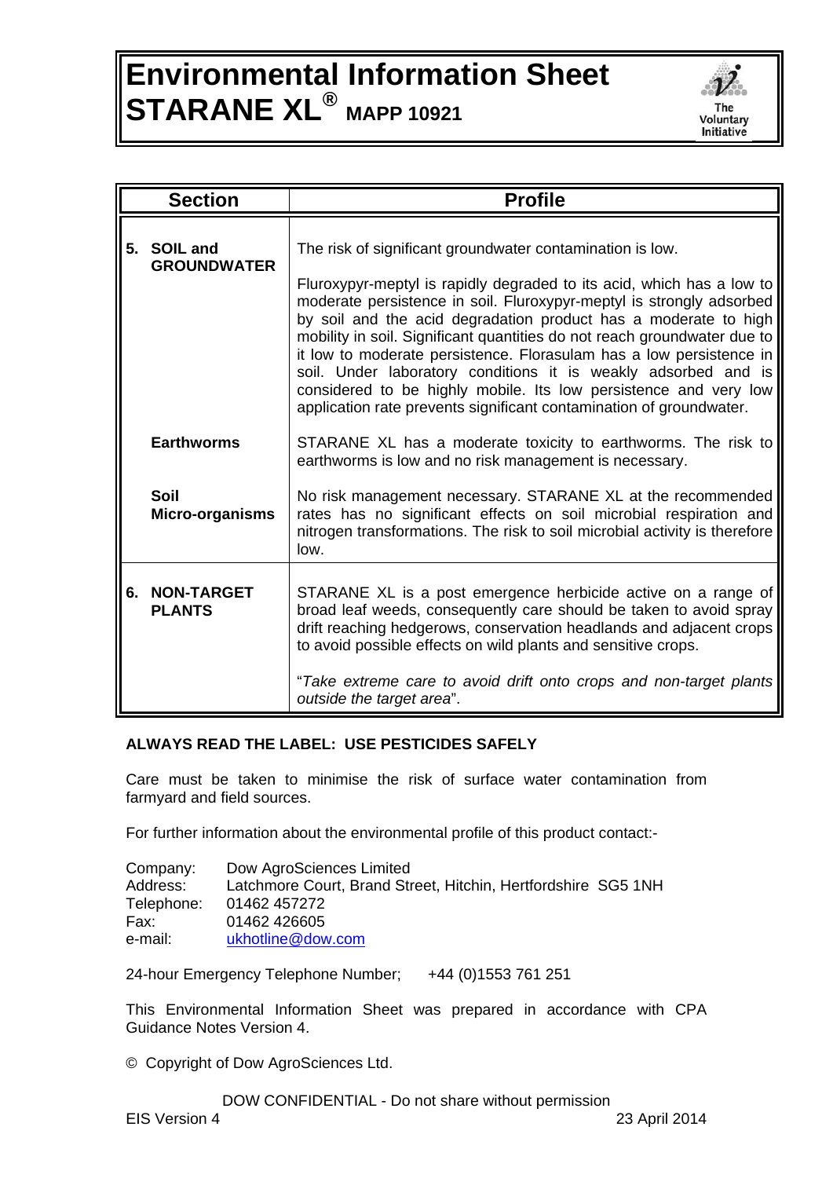# Environmental Information Sheet

# STARANE XL® MAPP 10921

| Section | Profile |
|---|---|
| **5. SOIL and GROUNDWATER** | The risk of significant groundwater contamination is low.<br><br>Fluroxypyr-meptyl is rapidly degraded to its acid, which has a low to moderate persistence in soil. Fluroxypyr-meptyl is strongly adsorbed by soil and the acid degradation product has a moderate to high mobility in soil. Significant quantities do not reach groundwater due to it low to moderate persistence. Florasulam has a low persistence in soil. Under laboratory conditions it is weakly adsorbed and is considered to be highly mobile. Its low persistence and very low application rate prevents significant contamination of groundwater. |
| **Earthworms** | STARANE XL has a moderate toxicity to earthworms. The risk to earthworms is low and no risk management is necessary. |
| **Soil Micro-organisms** | No risk management necessary. STARANE XL at the recommended rates has no significant effects on soil microbial respiration and nitrogen transformations. The risk to soil microbial activity is therefore low. |
| **6. NON-TARGET PLANTS** | STARANE XL is a post emergence herbicide active on a range of broad leaf weeds, consequently care should be taken to avoid spray drift reaching hedgerows, conservation headlands and adjacent crops to avoid possible effects on wild plants and sensitive crops.<br><br>"*Take extreme care to avoid drift onto crops and non-target plants outside the target area*". |

**ALWAYS READ THE LABEL: USE PESTICIDES SAFELY**

Care must be taken to minimise the risk of surface water contamination from farmyard and field sources.

For further information about the environmental profile of this product contact:-

Company: Dow AgroSciences Limited
Address: Latchmore Court, Brand Street, Hitchin, Hertfordshire SG5 1NH
Telephone: 01462 457272
Fax: 01462 426605
e-mail: ukhotline@dow.com

24-hour Emergency Telephone Number; +44 (0)1553 761 251

This Environmental Information Sheet was prepared in accordance with CPA Guidance Notes Version 4.

© Copyright of Dow AgroSciences Ltd.

DOW CONFIDENTIAL - Do not share without permission

EIS Version 4 23 April 2014